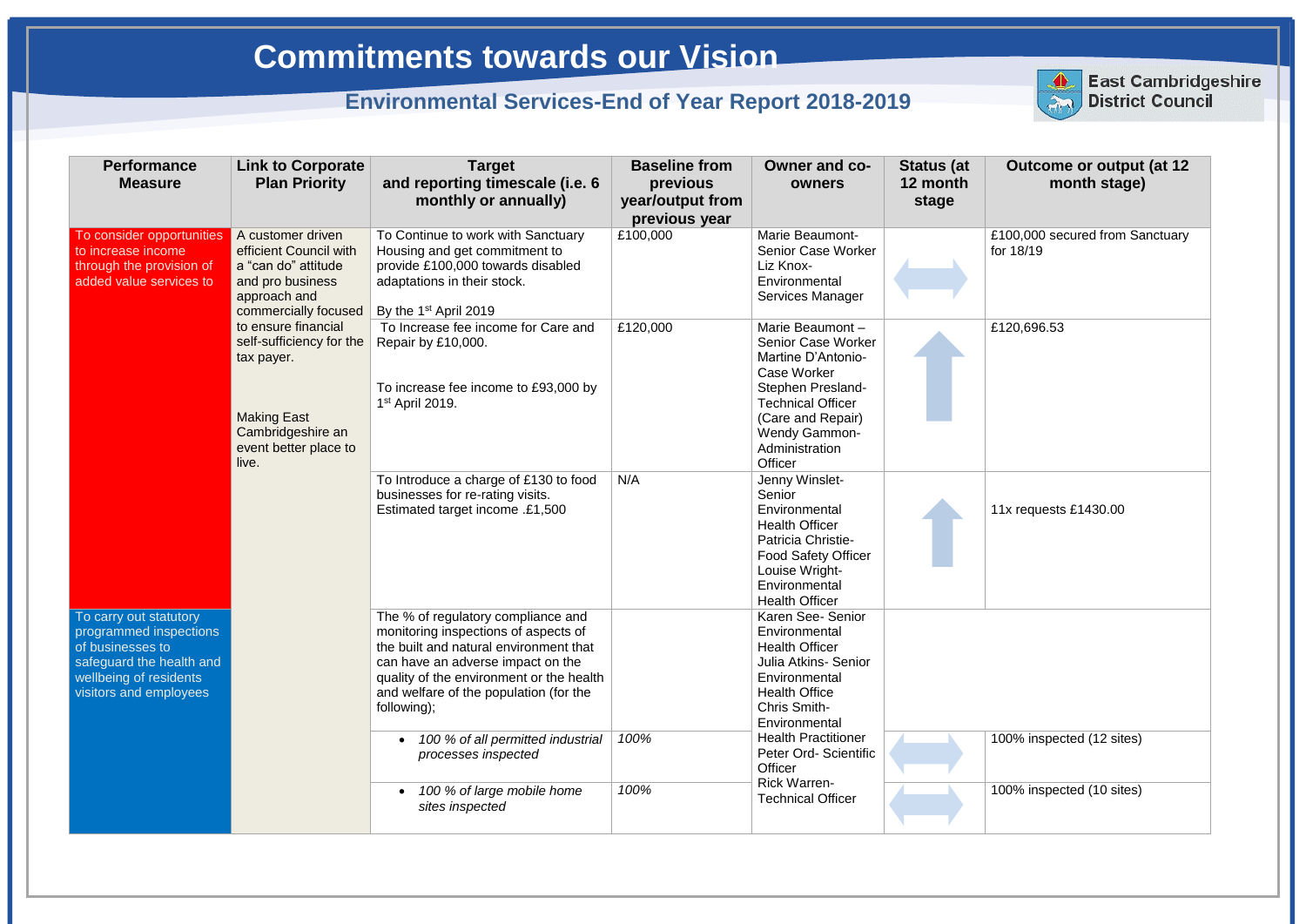# Commitments towards our Vision

## Environmental Services-End of Year Report 2018-2019

East Cambridgeshire District Council

| Performance Measure | Link to Corporate Plan Priority | Target and reporting timescale (i.e. 6 monthly or annually) | Baseline from previous year/output from previous year | Owner and co-owners | Status (at 12 month stage | Outcome or output (at 12 month stage) |
|---|---|---|---|---|---|---|
| To consider opportunities to increase income through the provision of added value services to | A customer driven efficient Council with a "can do" attitude and pro business approach and commercially focused to ensure financial self-sufficiency for the tax payer. Making East Cambridgeshire an event better place to live. | To Continue to work with Sanctuary Housing and get commitment to provide £100,000 towards disabled adaptations in their stock. By the 1st April 2019 | £100,000 | Marie Beaumont- Senior Case Worker Liz Knox- Environmental Services Manager | ⟷ | £100,000 secured from Sanctuary for 18/19 |
| | | To Increase fee income for Care and Repair by £10,000. To increase fee income to £93,000 by 1st April 2019. | £120,000 | Marie Beaumont – Senior Case Worker Martine D'Antonio- Case Worker Stephen Presland- Technical Officer (Care and Repair) Wendy Gammon- Administration Officer | ↑ | £120,696.53 |
| | | To Introduce a charge of £130 to food businesses for re-rating visits. Estimated target income .£1,500 | N/A | Jenny Winslet- Senior Environmental Health Officer Patricia Christie- Food Safety Officer Louise Wright- Environmental Health Officer | ↑ | 11x requests £1430.00 |
| To carry out statutory programmed inspections of businesses to safeguard the health and wellbeing of residents visitors and employees | | The % of regulatory compliance and monitoring inspections of aspects of the built and natural environment that can have an adverse impact on the quality of the environment or the health and welfare of the population (for the following); | | Karen See- Senior Environmental Health Officer Julia Atkins- Senior Environmental Health Office Chris Smith- Environmental Health Practitioner Peter Ord- Scientific Officer Rick Warren- Technical Officer | | |
| | | • *100 % of all permitted industrial processes inspected* | *100%* | | ⟷ | 100% inspected (12 sites) |
| | | • *100 % of large mobile home sites inspected* | *100%* | | ⟷ | 100% inspected (10 sites) |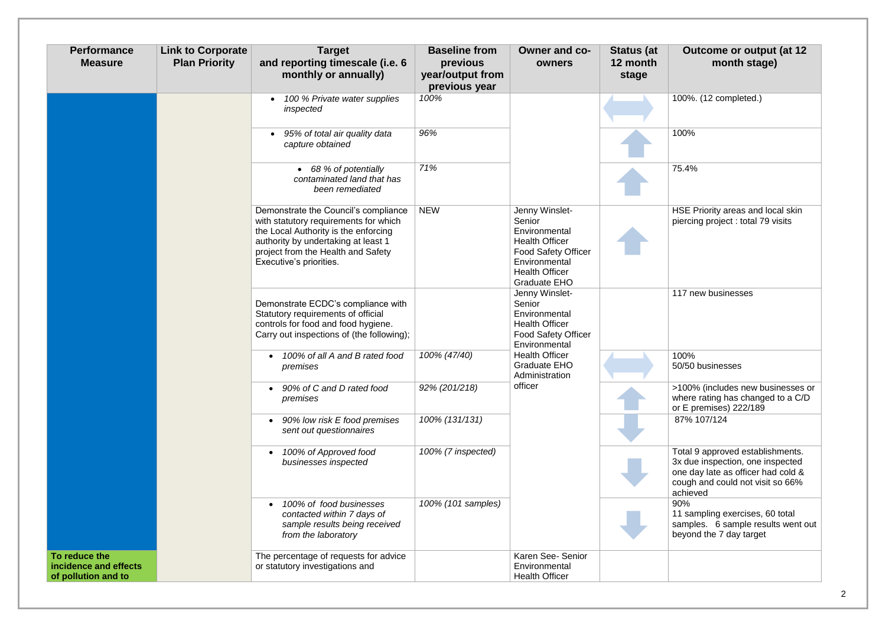| Performance Measure | Link to Corporate Plan Priority | Target and reporting timescale (i.e. 6 monthly or annually) | Baseline from previous year/output from previous year | Owner and co-owners | Status (at 12 month stage) | Outcome or output (at 12 month stage) |
|---|---|---|---|---|---|---|
| | | • *100 % Private water supplies inspected* | *100%* | | | 100%. (12 completed.) |
| | | • *95% of total air quality data capture obtained* | *96%* | | | 100% |
| | | • *68 % of potentially contaminated land that has been remediated* | *71%* | | | 75.4% |
| | | Demonstrate the Council's compliance with statutory requirements for which the Local Authority is the enforcing authority by undertaking at least 1 project from the Health and Safety Executive's priorities. | NEW | Jenny Winslet- Senior Environmental Health Officer<br>Food Safety Officer<br>Environmental Health Officer<br>Graduate EHO | | HSE Priority areas and local skin piercing project : total 79 visits |
| | | Demonstrate ECDC's compliance with Statutory requirements of official controls for food and food hygiene. Carry out inspections of (the following); | | Jenny Winslet- Senior Environmental Health Officer<br>Food Safety Officer<br>Environmental Health Officer<br>Graduate EHO<br>Administration officer | | 117 new businesses |
| | | • *100% of all A and B rated food premises* | *100% (47/40)* | | | 100%<br>50/50 businesses |
| | | • *90% of C and D rated food premises* | *92% (201/218)* | | | >100% (includes new businesses or where rating has changed to a C/D or E premises) 222/189 |
| | | • *90% low risk E food premises sent out questionnaires* | *100% (131/131)* | | | 87% 107/124 |
| | | • *100% of Approved food businesses inspected* | *100% (7 inspected)* | | | Total 9 approved establishments. 3x due inspection, one inspected one day late as officer had cold & cough and could not visit so 66% achieved |
| | | • *100% of food businesses contacted within 7 days of sample results being received from the laboratory* | *100% (101 samples)* | | | 90%<br>11 sampling exercises, 60 total samples. 6 sample results went out beyond the 7 day target |
| **To reduce the incidence and effects of pollution and to** | | The percentage of requests for advice or statutory investigations and | | Karen See- Senior Environmental Health Officer | | |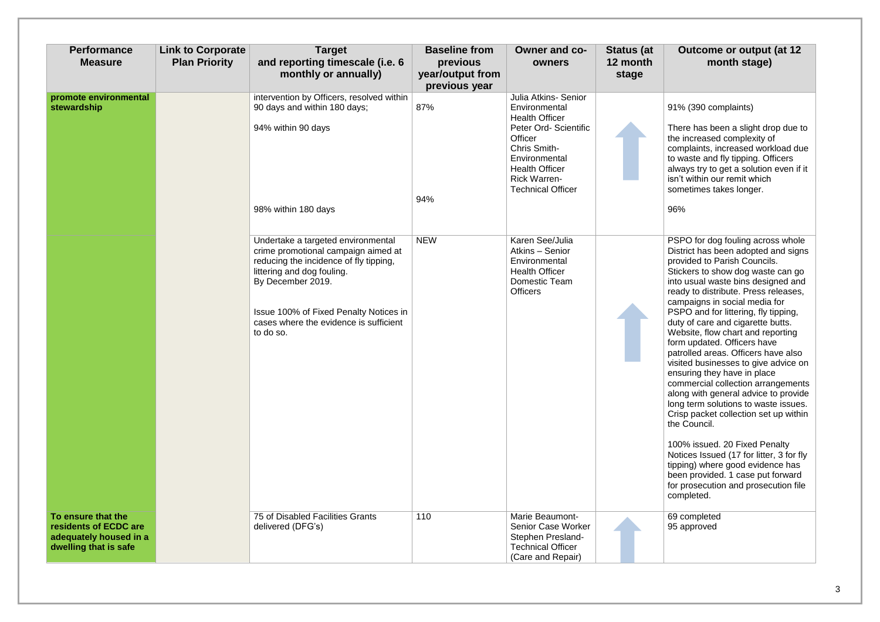| Performance Measure | Link to Corporate Plan Priority | Target and reporting timescale (i.e. 6 monthly or annually) | Baseline from previous year/output from previous year | Owner and co-owners | Status (at 12 month stage) | Outcome or output (at 12 month stage) |
|---|---|---|---|---|---|---|
| **promote environmental stewardship** | | intervention by Officers, resolved within 90 days and within 180 days;<br><br>94% within 90 days<br><br>98% within 180 days | 87%<br><br>94% | Julia Atkins- Senior Environmental Health Officer<br>Peter Ord- Scientific Officer<br>Chris Smith- Environmental Health Officer<br>Rick Warren- Technical Officer | ↑ | 91% (390 complaints)<br><br>There has been a slight drop due to the increased complexity of complaints, increased workload due to waste and fly tipping. Officers always try to get a solution even if it isn't within our remit which sometimes takes longer.<br><br>96% |
| | | Undertake a targeted environmental crime promotional campaign aimed at reducing the incidence of fly tipping, littering and dog fouling.<br>By December 2019.<br><br>Issue 100% of Fixed Penalty Notices in cases where the evidence is sufficient to do so. | NEW | Karen See/Julia Atkins – Senior Environmental Health Officer<br>Domestic Team Officers | ↑ | PSPO for dog fouling across whole District has been adopted and signs provided to Parish Councils. Stickers to show dog waste can go into usual waste bins designed and ready to distribute. Press releases, campaigns in social media for PSPO and for littering, fly tipping, duty of care and cigarette butts. Website, flow chart and reporting form updated. Officers have patrolled areas. Officers have also visited businesses to give advice on ensuring they have in place commercial collection arrangements along with general advice to provide long term solutions to waste issues. Crisp packet collection set up within the Council.<br><br>100% issued. 20 Fixed Penalty Notices Issued (17 for litter, 3 for fly tipping) where good evidence has been provided. 1 case put forward for prosecution and prosecution file completed. |
| **To ensure that the residents of ECDC are adequately housed in a dwelling that is safe** | | 75 of Disabled Facilities Grants delivered (DFG's) | 110 | Marie Beaumont- Senior Case Worker<br>Stephen Presland- Technical Officer (Care and Repair) | ↑ | 69 completed<br>95 approved |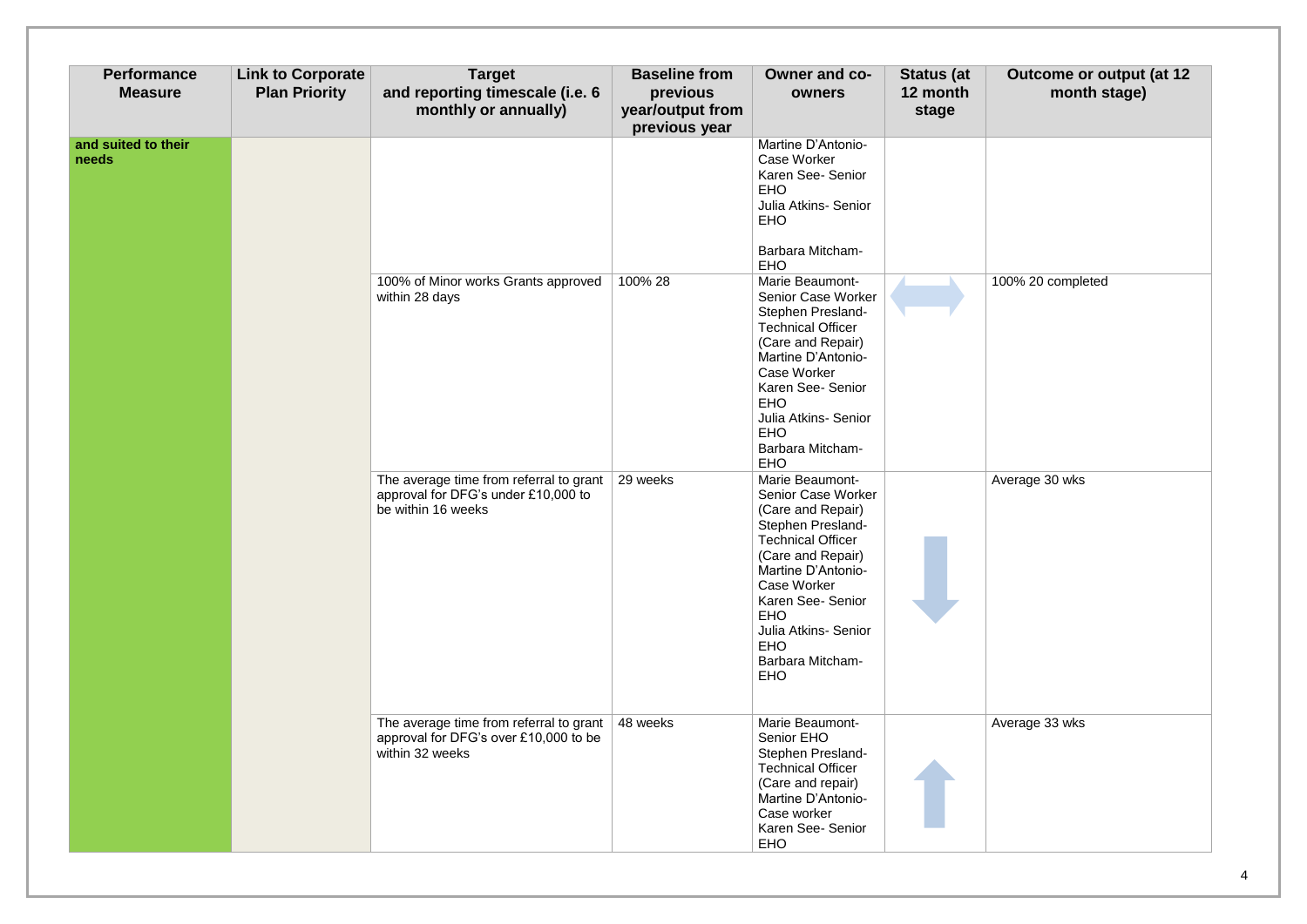| Performance Measure | Link to Corporate Plan Priority | Target and reporting timescale (i.e. 6 monthly or annually) | Baseline from previous year/output from previous year | Owner and co-owners | Status (at 12 month stage | Outcome or output (at 12 month stage) |
|---|---|---|---|---|---|---|
| **and suited to their needs** | | | | Martine D'Antonio- Case Worker<br>Karen See- Senior EHO<br>Julia Atkins- Senior EHO<br><br>Barbara Mitcham- EHO | | |
| | | 100% of Minor works Grants approved within 28 days | 100% 28 | Marie Beaumont- Senior Case Worker<br>Stephen Presland- Technical Officer (Care and Repair)<br>Martine D'Antonio- Case Worker<br>Karen See- Senior EHO<br>Julia Atkins- Senior EHO<br>Barbara Mitcham- EHO | ↔ | 100% 20 completed |
| | | The average time from referral to grant approval for DFG's under £10,000 to be within 16 weeks | 29 weeks | Marie Beaumont- Senior Case Worker (Care and Repair)<br>Stephen Presland- Technical Officer (Care and Repair)<br>Martine D'Antonio- Case Worker<br>Karen See- Senior EHO<br>Julia Atkins- Senior EHO<br>Barbara Mitcham- EHO | ↓ | Average 30 wks |
| | | The average time from referral to grant approval for DFG's over £10,000 to be within 32 weeks | 48 weeks | Marie Beaumont- Senior EHO<br>Stephen Presland- Technical Officer (Care and repair)<br>Martine D'Antonio- Case worker<br>Karen See- Senior EHO | ↑ | Average 33 wks |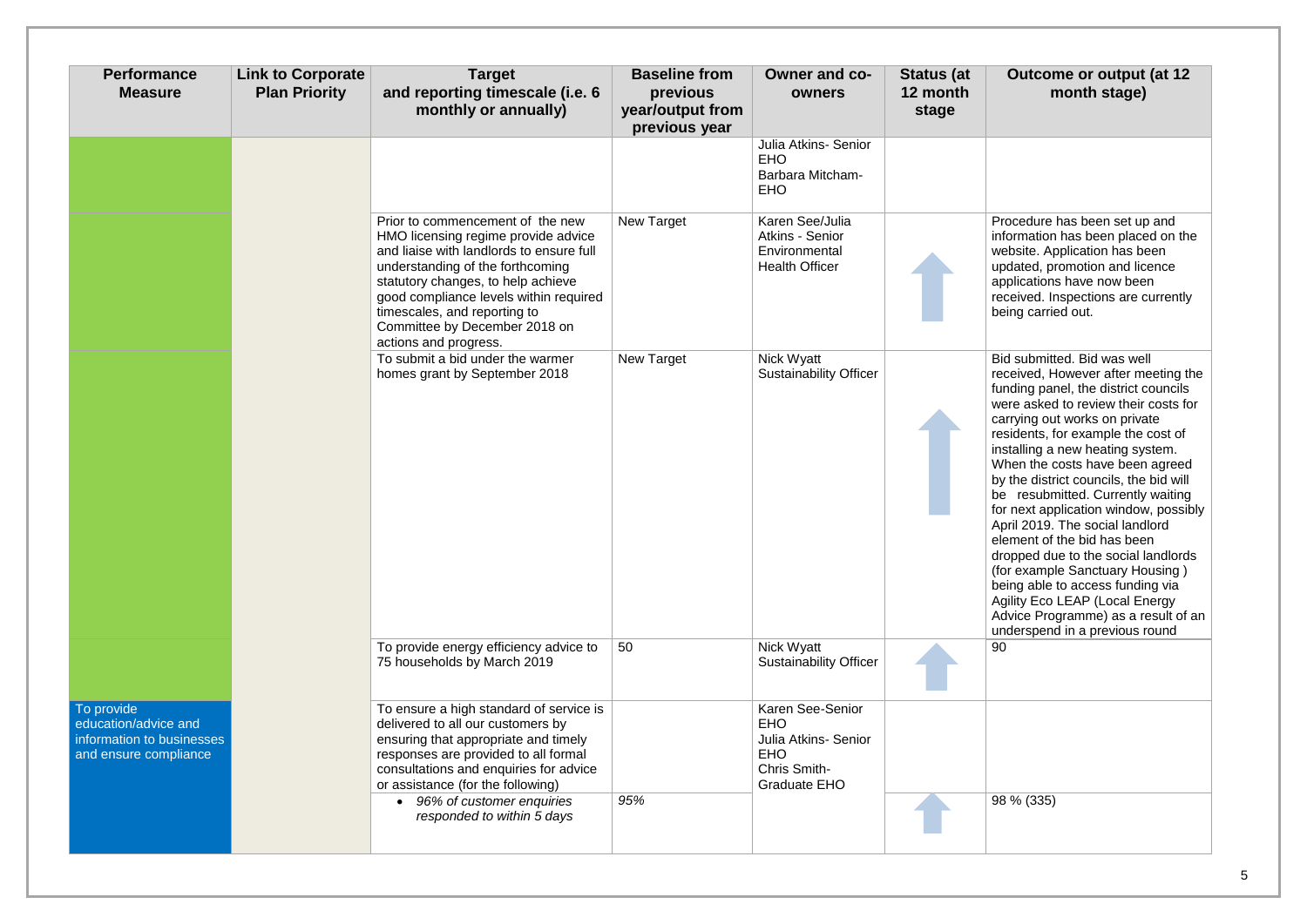| Performance Measure | Link to Corporate Plan Priority | Target and reporting timescale (i.e. 6 monthly or annually) | Baseline from previous year/output from previous year | Owner and co-owners | Status (at 12 month stage) | Outcome or output (at 12 month stage) |
|---|---|---|---|---|---|---|
| | | | | Julia Atkins- Senior EHO<br>Barbara Mitcham- EHO | | |
| | | Prior to commencement of the new HMO licensing regime provide advice and liaise with landlords to ensure full understanding of the forthcoming statutory changes, to help achieve good compliance levels within required timescales, and reporting to Committee by December 2018 on actions and progress. | New Target | Karen See/Julia Atkins - Senior Environmental Health Officer | ↑ | Procedure has been set up and information has been placed on the website. Application has been updated, promotion and licence applications have now been received. Inspections are currently being carried out. |
| | | To submit a bid under the warmer homes grant by September 2018 | New Target | Nick Wyatt Sustainability Officer | ↑ | Bid submitted. Bid was well received, However after meeting the funding panel, the district councils were asked to review their costs for carrying out works on private residents, for example the cost of installing a new heating system. When the costs have been agreed by the district councils, the bid will be resubmitted. Currently waiting for next application window, possibly April 2019. The social landlord element of the bid has been dropped due to the social landlords (for example Sanctuary Housing ) being able to access funding via Agility Eco LEAP (Local Energy Advice Programme) as a result of an underspend in a previous round |
| | | To provide energy efficiency advice to 75 households by March 2019 | 50 | Nick Wyatt Sustainability Officer | ↑ | 90 |
| To provide education/advice and information to businesses and ensure compliance | | To ensure a high standard of service is delivered to all our customers by ensuring that appropriate and timely responses are provided to all formal consultations and enquiries for advice or assistance (for the following) | | Karen See-Senior EHO<br>Julia Atkins- Senior EHO<br>Chris Smith- Graduate EHO | | |
| | | • *96% of customer enquiries responded to within 5 days* | *95%* | | ↑ | 98 % (335) |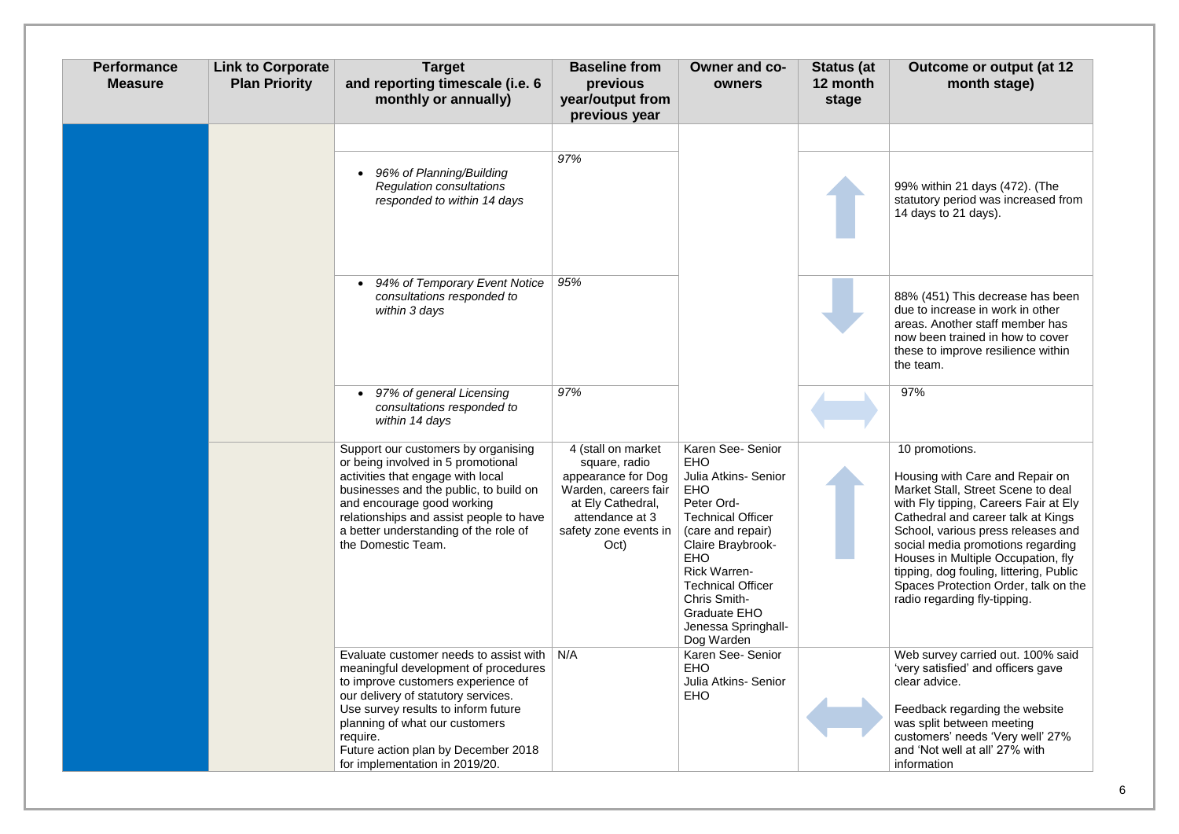| Performance Measure | Link to Corporate Plan Priority | Target and reporting timescale (i.e. 6 monthly or annually) | Baseline from previous year/output from previous year | Owner and co-owners | Status (at 12 month stage) | Outcome or output (at 12 month stage) |
|---|---|---|---|---|---|---|
| | | | | | | |
| | | • *96% of Planning/Building Regulation consultations responded to within 14 days* | *97%* | | ↑ | 99% within 21 days (472). (The statutory period was increased from 14 days to 21 days). |
| | | • *94% of Temporary Event Notice consultations responded to within 3 days* | *95%* | | ↓ | 88% (451) This decrease has been due to increase in work in other areas. Another staff member has now been trained in how to cover these to improve resilience within the team. |
| | | • *97% of general Licensing consultations responded to within 14 days* | *97%* | | ↔ | 97% |
| | | Support our customers by organising or being involved in 5 promotional activities that engage with local businesses and the public, to build on and encourage good working relationships and assist people to have a better understanding of the role of the Domestic Team. | 4 (stall on market square, radio appearance for Dog Warden, careers fair at Ely Cathedral, attendance at 3 safety zone events in Oct) | Karen See- Senior EHO<br>Julia Atkins- Senior EHO<br>Peter Ord- Technical Officer (care and repair)<br>Claire Braybrook- EHO<br>Rick Warren- Technical Officer<br>Chris Smith- Graduate EHO<br>Jenessa Springhall- Dog Warden | ↑ | 10 promotions.<br><br>Housing with Care and Repair on Market Stall, Street Scene to deal with Fly tipping, Careers Fair at Ely Cathedral and career talk at Kings School, various press releases and social media promotions regarding Houses in Multiple Occupation, fly tipping, dog fouling, littering, Public Spaces Protection Order, talk on the radio regarding fly-tipping. |
| | | Evaluate customer needs to assist with meaningful development of procedures to improve customers experience of our delivery of statutory services.<br>Use survey results to inform future planning of what our customers require.<br>Future action plan by December 2018 for implementation in 2019/20. | N/A | Karen See- Senior EHO<br>Julia Atkins- Senior EHO | ↔ | Web survey carried out. 100% said 'very satisfied' and officers gave clear advice.<br><br>Feedback regarding the website was split between meeting customers' needs 'Very well' 27% and 'Not well at all' 27% with information |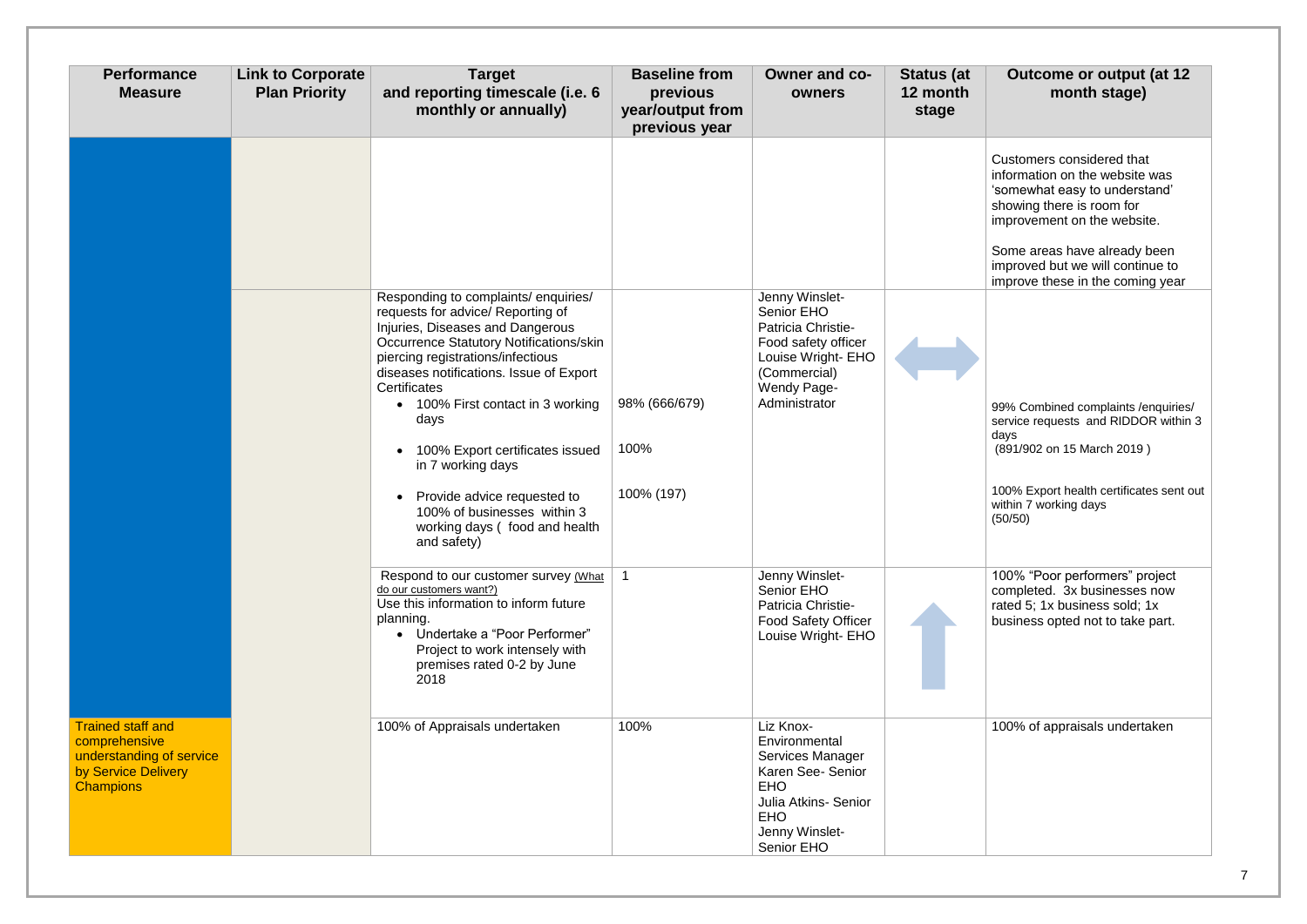| Performance Measure | Link to Corporate Plan Priority | Target and reporting timescale (i.e. 6 monthly or annually) | Baseline from previous year/output from previous year | Owner and co-owners | Status (at 12 month stage) | Outcome or output (at 12 month stage) |
|---|---|---|---|---|---|---|
| | | | | | | Customers considered that information on the website was 'somewhat easy to understand' showing there is room for improvement on the website.<br><br>Some areas have already been improved but we will continue to improve these in the coming year |
| | | Responding to complaints/ enquiries/ requests for advice/ Reporting of Injuries, Diseases and Dangerous Occurrence Statutory Notifications/skin piercing registrations/infectious diseases notifications. Issue of Export Certificates<br>• 100% First contact in 3 working days<br>• 100% Export certificates issued in 7 working days<br>• Provide advice requested to 100% of businesses within 3 working days ( food and health and safety) | 98% (666/679)<br><br>100%<br><br>100% (197) | Jenny Winslet- Senior EHO<br>Patricia Christie- Food safety officer<br>Louise Wright- EHO (Commercial)<br>Wendy Page- Administrator | ↔ | 99% Combined complaints /enquiries/ service requests and RIDDOR within 3 days<br>(891/902 on 15 March 2019 )<br><br>100% Export health certificates sent out within 7 working days<br>(50/50) |
| | | Respond to our customer survey (What do our customers want?)<br>Use this information to inform future planning.<br>• Undertake a "Poor Performer" Project to work intensely with premises rated 0-2 by June 2018 | 1 | Jenny Winslet- Senior EHO<br>Patricia Christie- Food Safety Officer<br>Louise Wright- EHO | ↑ | 100% "Poor performers" project completed. 3x businesses now rated 5; 1x business sold; 1x business opted not to take part. |
| Trained staff and comprehensive understanding of service by Service Delivery Champions | | 100% of Appraisals undertaken | 100% | Liz Knox- Environmental Services Manager<br>Karen See- Senior EHO<br>Julia Atkins- Senior EHO<br>Jenny Winslet- Senior EHO | | 100% of appraisals undertaken |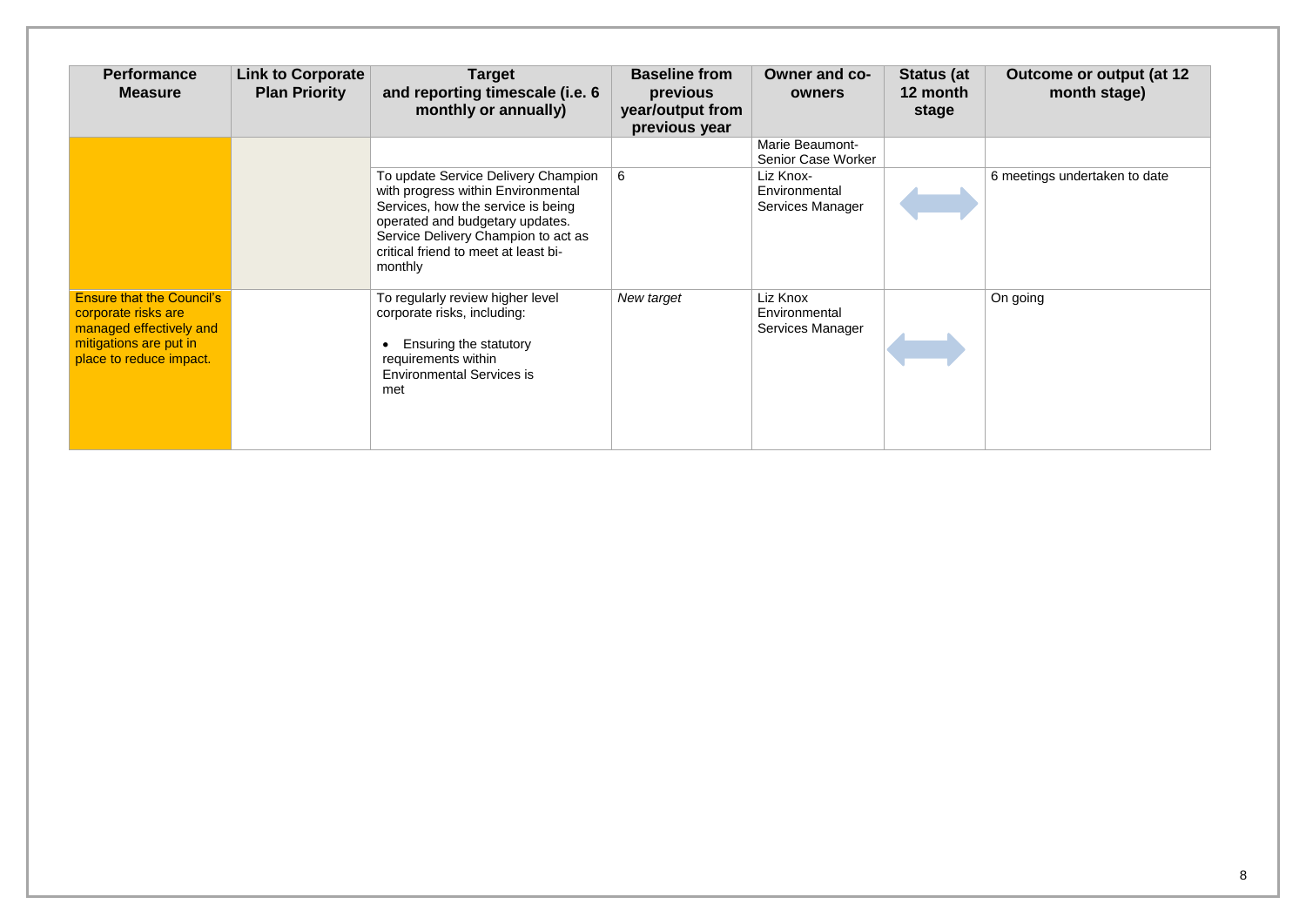| Performance Measure | Link to Corporate Plan Priority | Target and reporting timescale (i.e. 6 monthly or annually) | Baseline from previous year/output from previous year | Owner and co-owners | Status (at 12 month stage | Outcome or output (at 12 month stage) |
|---|---|---|---|---|---|---|
| | | | | Marie Beaumont- Senior Case Worker | | |
| | | To update Service Delivery Champion with progress within Environmental Services, how the service is being operated and budgetary updates. Service Delivery Champion to act as critical friend to meet at least bi-monthly | 6 | Liz Knox- Environmental Services Manager | ⟺ | 6 meetings undertaken to date |
| Ensure that the Council's corporate risks are managed effectively and mitigations are put in place to reduce impact. | | To regularly review higher level corporate risks, including:<br>• Ensuring the statutory requirements within Environmental Services is met | *New target* | Liz Knox Environmental Services Manager | ⟺ | On going |